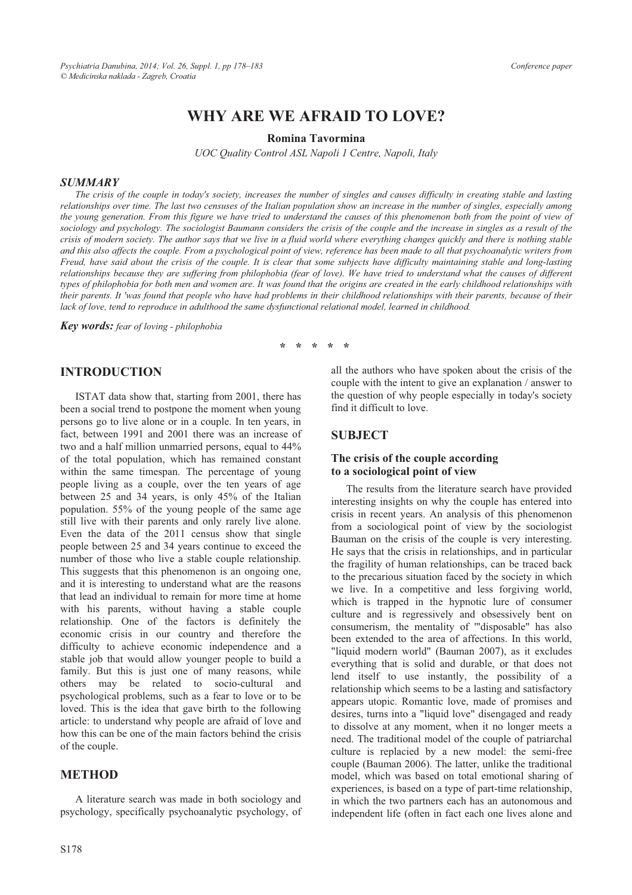# WHY ARE WE AFRAID TO LOVE?

**Romina Tavormina**

*UOC Quality Control ASL Napoli 1 Centre, Napoli, Italy*

### *SUMMARY*

*The crisis of the couple in today's society, increases the number of singles and causes difficulty in creating stable and lasting relationships over time. The last two censuses of the Italian population show an increase in the number of singles, especially among the young generation. From this figure we have tried to understand the causes of this phenomenon both from the point of view of sociology and psychology. The sociologist Baumann considers the crisis of the couple and the increase in singles as a result of the crisis of modern society. The author says that we live in a fluid world where everything changes quickly and there is nothing stable and this also affects the couple. From a psychological point of view, reference has been made to all that psychoanalytic writers from Freud, have said about the crisis of the couple. It is clear that some subjects have difficulty maintaining stable and long-lasting relationships because they are suffering from philophobia (fear of love). We have tried to understand what the causes of different types of philophobia for both men and women are. It was found that the origins are created in the early childhood relationships with their parents. It 'was found that people who have had problems in their childhood relationships with their parents, because of their lack of love, tend to reproduce in adulthood the same dysfunctional relational model, learned in childhood.*

***Key words:*** *fear of loving - philophobia*

\* \* \* \* \*

## INTRODUCTION

ISTAT data show that, starting from 2001, there has been a social trend to postpone the moment when young persons go to live alone or in a couple. In ten years, in fact, between 1991 and 2001 there was an increase of two and a half million unmarried persons, equal to 44% of the total population, which has remained constant within the same timespan. The percentage of young people living as a couple, over the ten years of age between 25 and 34 years, is only 45% of the Italian population. 55% of the young people of the same age still live with their parents and only rarely live alone. Even the data of the 2011 census show that single people between 25 and 34 years continue to exceed the number of those who live a stable couple relationship. This suggests that this phenomenon is an ongoing one, and it is interesting to understand what are the reasons that lead an individual to remain for more time at home with his parents, without having a stable couple relationship. One of the factors is definitely the economic crisis in our country and therefore the difficulty to achieve economic independence and a stable job that would allow younger people to build a family. But this is just one of many reasons, while others may be related to socio-cultural and psychological problems, such as a fear to love or to be loved. This is the idea that gave birth to the following article: to understand why people are afraid of love and how this can be one of the main factors behind the crisis of the couple.

## METHOD

A literature search was made in both sociology and psychology, specifically psychoanalytic psychology, of all the authors who have spoken about the crisis of the couple with the intent to give an explanation / answer to the question of why people especially in today's society find it difficult to love.

## SUBJECT

### The crisis of the couple according to a sociological point of view

The results from the literature search have provided interesting insights on why the couple has entered into crisis in recent years. An analysis of this phenomenon from a sociological point of view by the sociologist Bauman on the crisis of the couple is very interesting. He says that the crisis in relationships, and in particular the fragility of human relationships, can be traced back to the precarious situation faced by the society in which we live. In a competitive and less forgiving world, which is trapped in the hypnotic lure of consumer culture and is regressively and obsessively bent on consumerism, the mentality of "'disposable" has also been extended to the area of affections. In this world, "liquid modern world" (Bauman 2007), as it excludes everything that is solid and durable, or that does not lend itself to use instantly, the possibility of a relationship which seems to be a lasting and satisfactory appears utopic. Romantic love, made of promises and desires, turns into a "liquid love" disengaged and ready to dissolve at any moment, when it no longer meets a need. The traditional model of the couple of patriarchal culture is replacied by a new model: the semi-free couple (Bauman 2006). The latter, unlike the traditional model, which was based on total emotional sharing of experiences, is based on a type of part-time relationship, in which the two partners each has an autonomous and independent life (often in fact each one lives alone and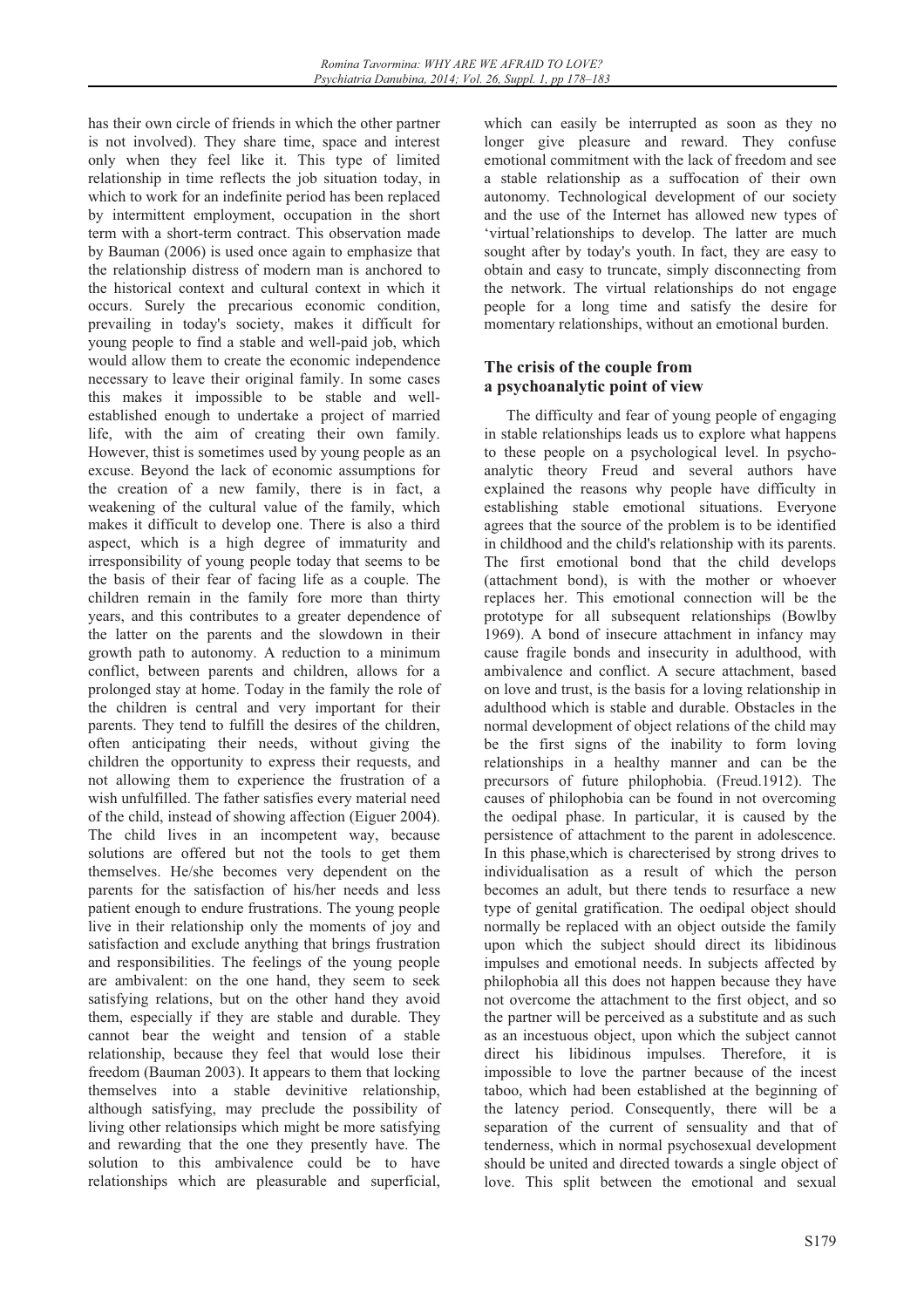has their own circle of friends in which the other partner is not involved). They share time, space and interest only when they feel like it. This type of limited relationship in time reflects the job situation today, in which to work for an indefinite period has been replaced by intermittent employment, occupation in the short term with a short-term contract. This observation made by Bauman (2006) is used once again to emphasize that the relationship distress of modern man is anchored to the historical context and cultural context in which it occurs. Surely the precarious economic condition, prevailing in today's society, makes it difficult for young people to find a stable and well-paid job, which would allow them to create the economic independence necessary to leave their original family. In some cases this makes it impossible to be stable and well-established enough to undertake a project of married life, with the aim of creating their own family. However, thist is sometimes used by young people as an excuse. Beyond the lack of economic assumptions for the creation of a new family, there is in fact, a weakening of the cultural value of the family, which makes it difficult to develop one. There is also a third aspect, which is a high degree of immaturity and irresponsibility of young people today that seems to be the basis of their fear of facing life as a couple. The children remain in the family fore more than thirty years, and this contributes to a greater dependence of the latter on the parents and the slowdown in their growth path to autonomy. A reduction to a minimum conflict, between parents and children, allows for a prolonged stay at home. Today in the family the role of the children is central and very important for their parents. They tend to fulfill the desires of the children, often anticipating their needs, without giving the children the opportunity to express their requests, and not allowing them to experience the frustration of a wish unfulfilled. The father satisfies every material need of the child, instead of showing affection (Eiguer 2004). The child lives in an incompetent way, because solutions are offered but not the tools to get them themselves. He/she becomes very dependent on the parents for the satisfaction of his/her needs and less patient enough to endure frustrations. The young people live in their relationship only the moments of joy and satisfaction and exclude anything that brings frustration and responsibilities. The feelings of the young people are ambivalent: on the one hand, they seem to seek satisfying relations, but on the other hand they avoid them, especially if they are stable and durable. They cannot bear the weight and tension of a stable relationship, because they feel that would lose their freedom (Bauman 2003). It appears to them that locking themselves into a stable devinitive relationship, although satisfying, may preclude the possibility of living other relationsips which might be more satisfying and rewarding that the one they presently have. The solution to this ambivalence could be to have relationships which are pleasurable and superficial, which can easily be interrupted as soon as they no longer give pleasure and reward. They confuse emotional commitment with the lack of freedom and see a stable relationship as a suffocation of their own autonomy. Technological development of our society and the use of the Internet has allowed new types of 'virtual'relationships to develop. The latter are much sought after by today's youth. In fact, they are easy to obtain and easy to truncate, simply disconnecting from the network. The virtual relationships do not engage people for a long time and satisfy the desire for momentary relationships, without an emotional burden.

## The crisis of the couple from a psychoanalytic point of view

The difficulty and fear of young people of engaging in stable relationships leads us to explore what happens to these people on a psychological level. In psychoanalytic theory Freud and several authors have explained the reasons why people have difficulty in establishing stable emotional situations. Everyone agrees that the source of the problem is to be identified in childhood and the child's relationship with its parents. The first emotional bond that the child develops (attachment bond), is with the mother or whoever replaces her. This emotional connection will be the prototype for all subsequent relationships (Bowlby 1969). A bond of insecure attachment in infancy may cause fragile bonds and insecurity in adulthood, with ambivalence and conflict. A secure attachment, based on love and trust, is the basis for a loving relationship in adulthood which is stable and durable. Obstacles in the normal development of object relations of the child may be the first signs of the inability to form loving relationships in a healthy manner and can be the precursors of future philophobia. (Freud.1912). The causes of philophobia can be found in not overcoming the oedipal phase. In particular, it is caused by the persistence of attachment to the parent in adolescence. In this phase,which is charecterised by strong drives to individualisation as a result of which the person becomes an adult, but there tends to resurface a new type of genital gratification. The oedipal object should normally be replaced with an object outside the family upon which the subject should direct its libidinous impulses and emotional needs. In subjects affected by philophobia all this does not happen because they have not overcome the attachment to the first object, and so the partner will be perceived as a substitute and as such as an incestuous object, upon which the subject cannot direct his libidinous impulses. Therefore, it is impossible to love the partner because of the incest taboo, which had been established at the beginning of the latency period. Consequently, there will be a separation of the current of sensuality and that of tenderness, which in normal psychosexual development should be united and directed towards a single object of love. This split between the emotional and sexual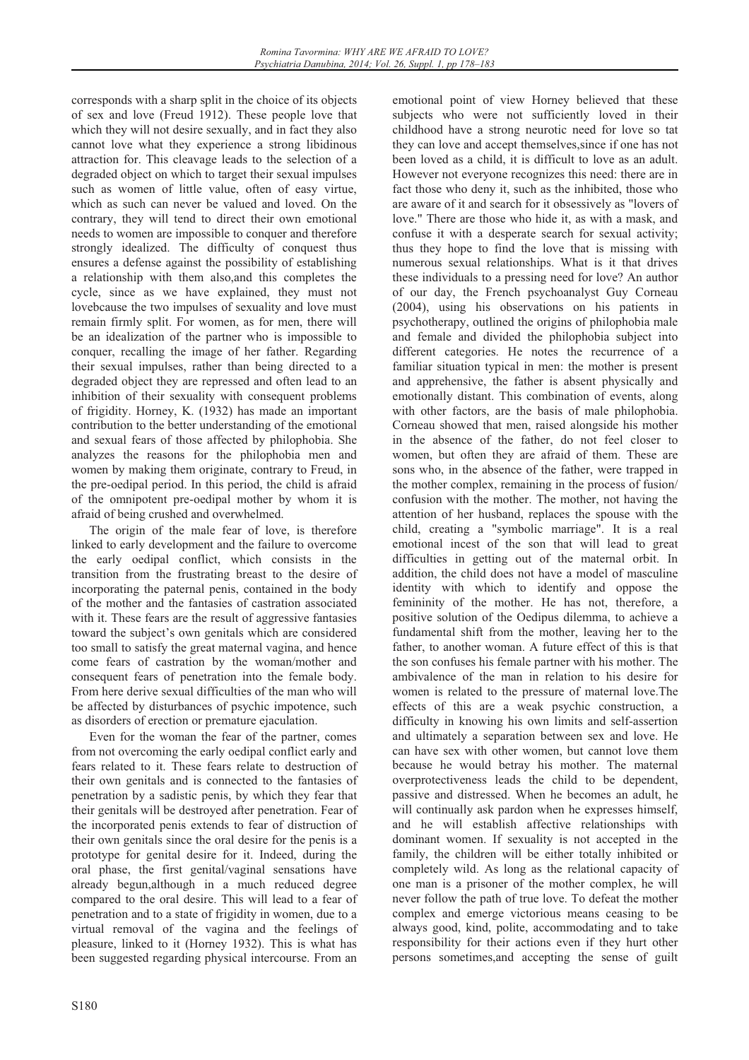corresponds with a sharp split in the choice of its objects of sex and love (Freud 1912). These people love that which they will not desire sexually, and in fact they also cannot love what they experience a strong libidinous attraction for. This cleavage leads to the selection of a degraded object on which to target their sexual impulses such as women of little value, often of easy virtue, which as such can never be valued and loved. On the contrary, they will tend to direct their own emotional needs to women are impossible to conquer and therefore strongly idealized. The difficulty of conquest thus ensures a defense against the possibility of establishing a relationship with them also,and this completes the cycle, since as we have explained, they must not lovebcause the two impulses of sexuality and love must remain firmly split. For women, as for men, there will be an idealization of the partner who is impossible to conquer, recalling the image of her father. Regarding their sexual impulses, rather than being directed to a degraded object they are repressed and often lead to an inhibition of their sexuality with consequent problems of frigidity. Horney, K. (1932) has made an important contribution to the better understanding of the emotional and sexual fears of those affected by philophobia. She analyzes the reasons for the philophobia men and women by making them originate, contrary to Freud, in the pre-oedipal period. In this period, the child is afraid of the omnipotent pre-oedipal mother by whom it is afraid of being crushed and overwhelmed.

The origin of the male fear of love, is therefore linked to early development and the failure to overcome the early oedipal conflict, which consists in the transition from the frustrating breast to the desire of incorporating the paternal penis, contained in the body of the mother and the fantasies of castration associated with it. These fears are the result of aggressive fantasies toward the subject's own genitals which are considered too small to satisfy the great maternal vagina, and hence come fears of castration by the woman/mother and consequent fears of penetration into the female body. From here derive sexual difficulties of the man who will be affected by disturbances of psychic impotence, such as disorders of erection or premature ejaculation.

Even for the woman the fear of the partner, comes from not overcoming the early oedipal conflict early and fears related to it. These fears relate to destruction of their own genitals and is connected to the fantasies of penetration by a sadistic penis, by which they fear that their genitals will be destroyed after penetration. Fear of the incorporated penis extends to fear of distruction of their own genitals since the oral desire for the penis is a prototype for genital desire for it. Indeed, during the oral phase, the first genital/vaginal sensations have already begun,although in a much reduced degree compared to the oral desire. This will lead to a fear of penetration and to a state of frigidity in women, due to a virtual removal of the vagina and the feelings of pleasure, linked to it (Horney 1932). This is what has been suggested regarding physical intercourse. From an emotional point of view Horney believed that these subjects who were not sufficiently loved in their childhood have a strong neurotic need for love so tat they can love and accept themselves,since if one has not been loved as a child, it is difficult to love as an adult. However not everyone recognizes this need: there are in fact those who deny it, such as the inhibited, those who are aware of it and search for it obsessively as "lovers of love." There are those who hide it, as with a mask, and confuse it with a desperate search for sexual activity; thus they hope to find the love that is missing with numerous sexual relationships. What is it that drives these individuals to a pressing need for love? An author of our day, the French psychoanalyst Guy Corneau (2004), using his observations on his patients in psychotherapy, outlined the origins of philophobia male and female and divided the philophobia subject into different categories. He notes the recurrence of a familiar situation typical in men: the mother is present and apprehensive, the father is absent physically and emotionally distant. This combination of events, along with other factors, are the basis of male philophobia. Corneau showed that men, raised alongside his mother in the absence of the father, do not feel closer to women, but often they are afraid of them. These are sons who, in the absence of the father, were trapped in the mother complex, remaining in the process of fusion/confusion with the mother. The mother, not having the attention of her husband, replaces the spouse with the child, creating a "symbolic marriage". It is a real emotional incest of the son that will lead to great difficulties in getting out of the maternal orbit. In addition, the child does not have a model of masculine identity with which to identify and oppose the femininity of the mother. He has not, therefore, a positive solution of the Oedipus dilemma, to achieve a fundamental shift from the mother, leaving her to the father, to another woman. A future effect of this is that the son confuses his female partner with his mother. The ambivalence of the man in relation to his desire for women is related to the pressure of maternal love.The effects of this are a weak psychic construction, a difficulty in knowing his own limits and self-assertion and ultimately a separation between sex and love. He can have sex with other women, but cannot love them because he would betray his mother. The maternal overprotectiveness leads the child to be dependent, passive and distressed. When he becomes an adult, he will continually ask pardon when he expresses himself, and he will establish affective relationships with dominant women. If sexuality is not accepted in the family, the children will be either totally inhibited or completely wild. As long as the relational capacity of one man is a prisoner of the mother complex, he will never follow the path of true love. To defeat the mother complex and emerge victorious means ceasing to be always good, kind, polite, accommodating and to take responsibility for their actions even if they hurt other persons sometimes,and accepting the sense of guilt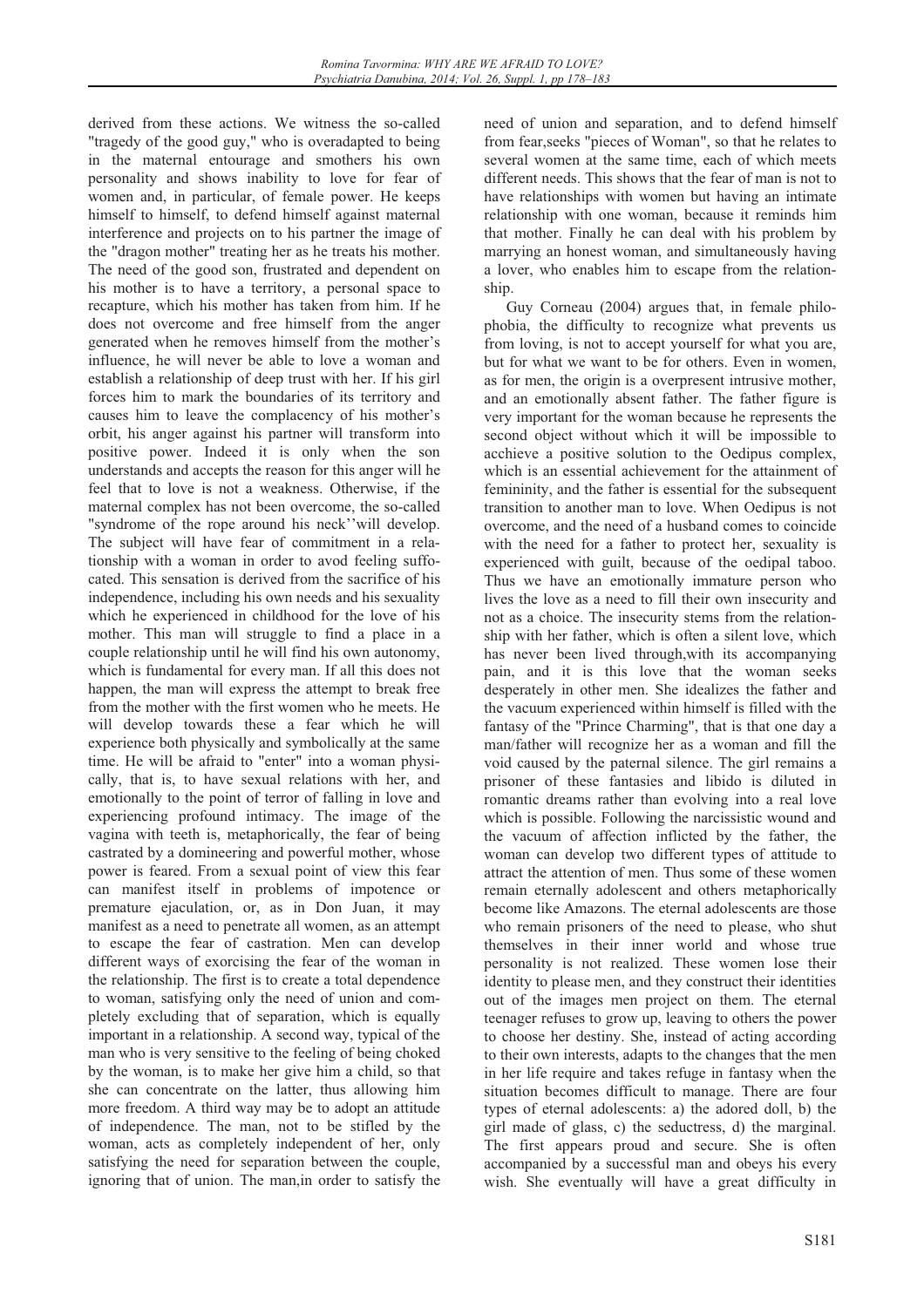derived from these actions. We witness the so-called "tragedy of the good guy," who is overadapted to being in the maternal entourage and smothers his own personality and shows inability to love for fear of women and, in particular, of female power. He keeps himself to himself, to defend himself against maternal interference and projects on to his partner the image of the "dragon mother" treating her as he treats his mother. The need of the good son, frustrated and dependent on his mother is to have a territory, a personal space to recapture, which his mother has taken from him. If he does not overcome and free himself from the anger generated when he removes himself from the mother's influence, he will never be able to love a woman and establish a relationship of deep trust with her. If his girl forces him to mark the boundaries of its territory and causes him to leave the complacency of his mother's orbit, his anger against his partner will transform into positive power. Indeed it is only when the son understands and accepts the reason for this anger will he feel that to love is not a weakness. Otherwise, if the maternal complex has not been overcome, the so-called "syndrome of the rope around his neck''will develop. The subject will have fear of commitment in a relationship with a woman in order to avod feeling suffocated. This sensation is derived from the sacrifice of his independence, including his own needs and his sexuality which he experienced in childhood for the love of his mother. This man will struggle to find a place in a couple relationship until he will find his own autonomy, which is fundamental for every man. If all this does not happen, the man will express the attempt to break free from the mother with the first women who he meets. He will develop towards these a fear which he will experience both physically and symbolically at the same time. He will be afraid to "enter" into a woman physically, that is, to have sexual relations with her, and emotionally to the point of terror of falling in love and experiencing profound intimacy. The image of the vagina with teeth is, metaphorically, the fear of being castrated by a domineering and powerful mother, whose power is feared. From a sexual point of view this fear can manifest itself in problems of impotence or premature ejaculation, or, as in Don Juan, it may manifest as a need to penetrate all women, as an attempt to escape the fear of castration. Men can develop different ways of exorcising the fear of the woman in the relationship. The first is to create a total dependence to woman, satisfying only the need of union and completely excluding that of separation, which is equally important in a relationship. A second way, typical of the man who is very sensitive to the feeling of being choked by the woman, is to make her give him a child, so that she can concentrate on the latter, thus allowing him more freedom. A third way may be to adopt an attitude of independence. The man, not to be stifled by the woman, acts as completely independent of her, only satisfying the need for separation between the couple, ignoring that of union. The man,in order to satisfy the need of union and separation, and to defend himself from fear,seeks "pieces of Woman", so that he relates to several women at the same time, each of which meets different needs. This shows that the fear of man is not to have relationships with women but having an intimate relationship with one woman, because it reminds him that mother. Finally he can deal with his problem by marrying an honest woman, and simultaneously having a lover, who enables him to escape from the relationship.

Guy Corneau (2004) argues that, in female philophobia, the difficulty to recognize what prevents us from loving, is not to accept yourself for what you are, but for what we want to be for others. Even in women, as for men, the origin is a overpresent intrusive mother, and an emotionally absent father. The father figure is very important for the woman because he represents the second object without which it will be impossible to acchieve a positive solution to the Oedipus complex, which is an essential achievement for the attainment of femininity, and the father is essential for the subsequent transition to another man to love. When Oedipus is not overcome, and the need of a husband comes to coincide with the need for a father to protect her, sexuality is experienced with guilt, because of the oedipal taboo. Thus we have an emotionally immature person who lives the love as a need to fill their own insecurity and not as a choice. The insecurity stems from the relationship with her father, which is often a silent love, which has never been lived through,with its accompanying pain, and it is this love that the woman seeks desperately in other men. She idealizes the father and the vacuum experienced within himself is filled with the fantasy of the "Prince Charming", that is that one day a man/father will recognize her as a woman and fill the void caused by the paternal silence. The girl remains a prisoner of these fantasies and libido is diluted in romantic dreams rather than evolving into a real love which is possible. Following the narcissistic wound and the vacuum of affection inflicted by the father, the woman can develop two different types of attitude to attract the attention of men. Thus some of these women remain eternally adolescent and others metaphorically become like Amazons. The eternal adolescents are those who remain prisoners of the need to please, who shut themselves in their inner world and whose true personality is not realized. These women lose their identity to please men, and they construct their identities out of the images men project on them. The eternal teenager refuses to grow up, leaving to others the power to choose her destiny. She, instead of acting according to their own interests, adapts to the changes that the men in her life require and takes refuge in fantasy when the situation becomes difficult to manage. There are four types of eternal adolescents: a) the adored doll, b) the girl made of glass, c) the seductress, d) the marginal. The first appears proud and secure. She is often accompanied by a successful man and obeys his every wish. She eventually will have a great difficulty in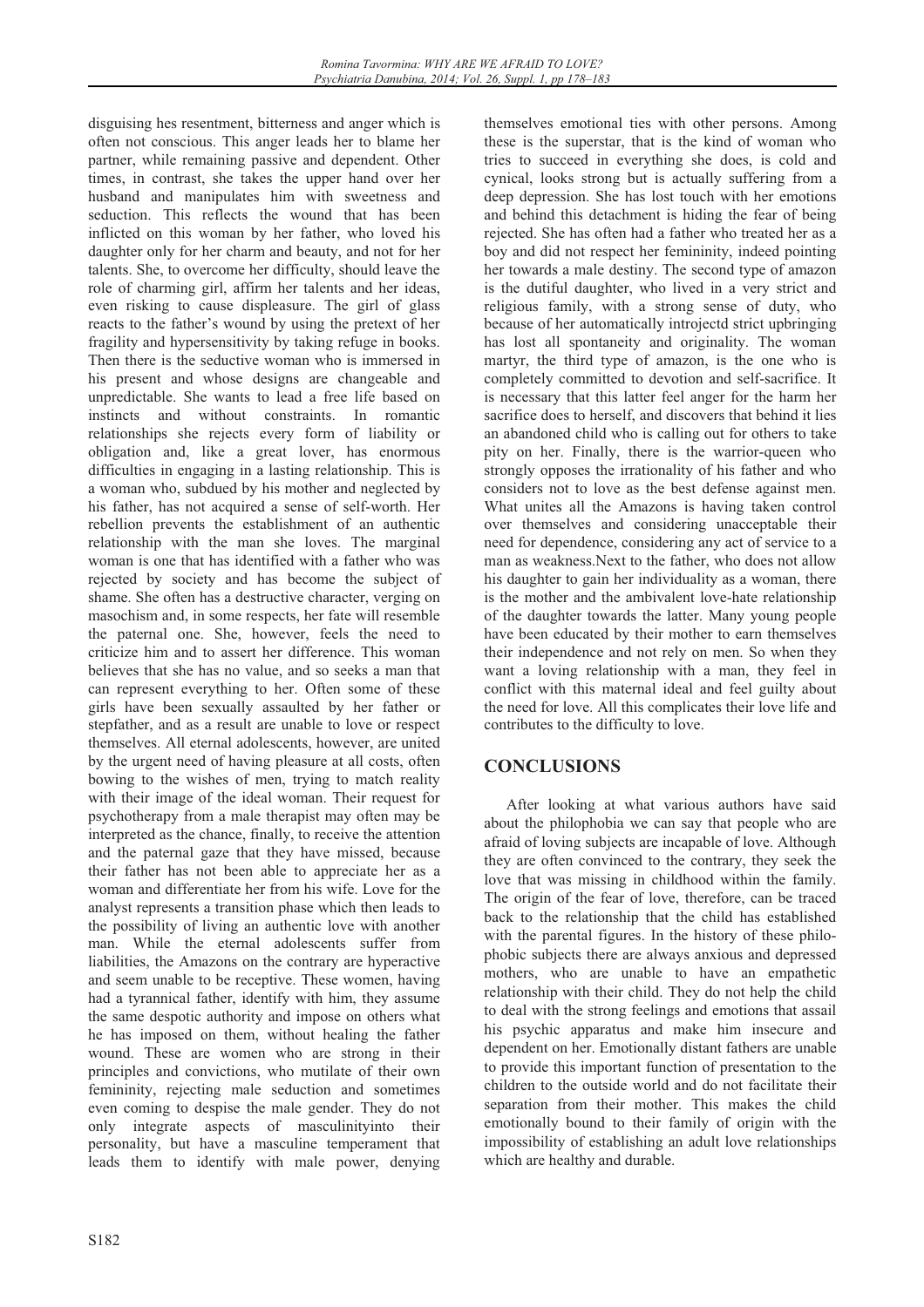disguising hes resentment, bitterness and anger which is often not conscious. This anger leads her to blame her partner, while remaining passive and dependent. Other times, in contrast, she takes the upper hand over her husband and manipulates him with sweetness and seduction. This reflects the wound that has been inflicted on this woman by her father, who loved his daughter only for her charm and beauty, and not for her talents. She, to overcome her difficulty, should leave the role of charming girl, affirm her talents and her ideas, even risking to cause displeasure. The girl of glass reacts to the father's wound by using the pretext of her fragility and hypersensitivity by taking refuge in books. Then there is the seductive woman who is immersed in his present and whose designs are changeable and unpredictable. She wants to lead a free life based on instincts and without constraints. In romantic relationships she rejects every form of liability or obligation and, like a great lover, has enormous difficulties in engaging in a lasting relationship. This is a woman who, subdued by his mother and neglected by his father, has not acquired a sense of self-worth. Her rebellion prevents the establishment of an authentic relationship with the man she loves. The marginal woman is one that has identified with a father who was rejected by society and has become the subject of shame. She often has a destructive character, verging on masochism and, in some respects, her fate will resemble the paternal one. She, however, feels the need to criticize him and to assert her difference. This woman believes that she has no value, and so seeks a man that can represent everything to her. Often some of these girls have been sexually assaulted by her father or stepfather, and as a result are unable to love or respect themselves. All eternal adolescents, however, are united by the urgent need of having pleasure at all costs, often bowing to the wishes of men, trying to match reality with their image of the ideal woman. Their request for psychotherapy from a male therapist may often may be interpreted as the chance, finally, to receive the attention and the paternal gaze that they have missed, because their father has not been able to appreciate her as a woman and differentiate her from his wife. Love for the analyst represents a transition phase which then leads to the possibility of living an authentic love with another man. While the eternal adolescents suffer from liabilities, the Amazons on the contrary are hyperactive and seem unable to be receptive. These women, having had a tyrannical father, identify with him, they assume the same despotic authority and impose on others what he has imposed on them, without healing the father wound. These are women who are strong in their principles and convictions, who mutilate of their own femininity, rejecting male seduction and sometimes even coming to despise the male gender. They do not only integrate aspects of masculinityinto their personality, but have a masculine temperament that leads them to identify with male power, denying themselves emotional ties with other persons. Among these is the superstar, that is the kind of woman who tries to succeed in everything she does, is cold and cynical, looks strong but is actually suffering from a deep depression. She has lost touch with her emotions and behind this detachment is hiding the fear of being rejected. She has often had a father who treated her as a boy and did not respect her femininity, indeed pointing her towards a male destiny. The second type of amazon is the dutiful daughter, who lived in a very strict and religious family, with a strong sense of duty, who because of her automatically introjectd strict upbringing has lost all spontaneity and originality. The woman martyr, the third type of amazon, is the one who is completely committed to devotion and self-sacrifice. It is necessary that this latter feel anger for the harm her sacrifice does to herself, and discovers that behind it lies an abandoned child who is calling out for others to take pity on her. Finally, there is the warrior-queen who strongly opposes the irrationality of his father and who considers not to love as the best defense against men. What unites all the Amazons is having taken control over themselves and considering unacceptable their need for dependence, considering any act of service to a man as weakness.Next to the father, who does not allow his daughter to gain her individuality as a woman, there is the mother and the ambivalent love-hate relationship of the daughter towards the latter. Many young people have been educated by their mother to earn themselves their independence and not rely on men. So when they want a loving relationship with a man, they feel in conflict with this maternal ideal and feel guilty about the need for love. All this complicates their love life and contributes to the difficulty to love.

## CONCLUSIONS

After looking at what various authors have said about the philophobia we can say that people who are afraid of loving subjects are incapable of love. Although they are often convinced to the contrary, they seek the love that was missing in childhood within the family. The origin of the fear of love, therefore, can be traced back to the relationship that the child has established with the parental figures. In the history of these philophobic subjects there are always anxious and depressed mothers, who are unable to have an empathetic relationship with their child. They do not help the child to deal with the strong feelings and emotions that assail his psychic apparatus and make him insecure and dependent on her. Emotionally distant fathers are unable to provide this important function of presentation to the children to the outside world and do not facilitate their separation from their mother. This makes the child emotionally bound to their family of origin with the impossibility of establishing an adult love relationships which are healthy and durable.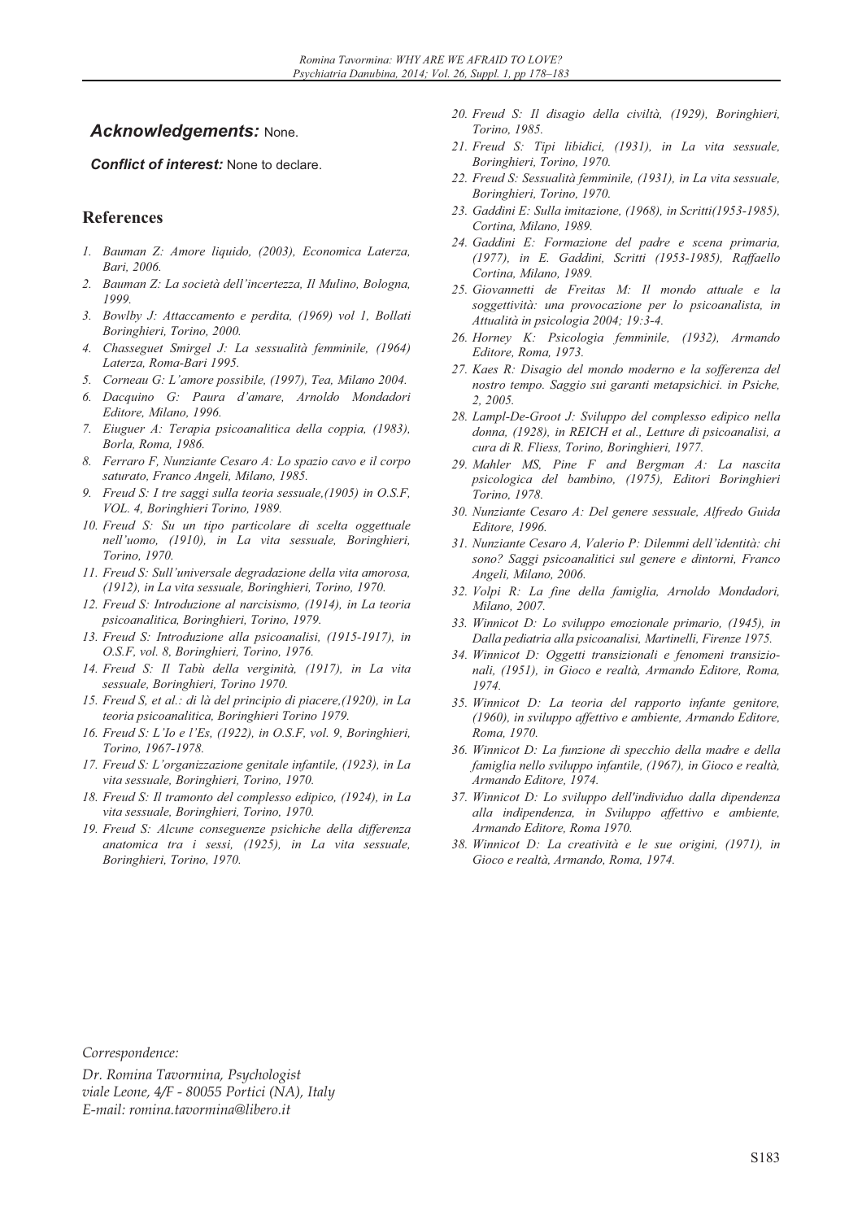***Acknowledgements:*** None.

***Conflict of interest:*** None to declare.

## References

1. *Bauman Z: Amore liquido, (2003), Economica Laterza, Bari, 2006.*
2. *Bauman Z: La società dell'incertezza, Il Mulino, Bologna, 1999.*
3. *Bowlby J: Attaccamento e perdita, (1969) vol 1, Bollati Boringhieri, Torino, 2000.*
4. *Chasseguet Smirgel J: La sessualità femminile, (1964) Laterza, Roma-Bari 1995.*
5. *Corneau G: L'amore possibile, (1997), Tea, Milano 2004.*
6. *Dacquino G: Paura d'amare, Arnoldo Mondadori Editore, Milano, 1996.*
7. *Eiguer A: Terapia psicoanalitica della coppia, (1983), Borla, Roma, 1986.*
8. *Ferraro F, Nunziante Cesaro A: Lo spazio cavo e il corpo saturato, Franco Angeli, Milano, 1985.*
9. *Freud S: I tre saggi sulla teoria sessuale,(1905) in O.S.F, VOL. 4, Boringhieri Torino, 1989.*
10. *Freud S: Su un tipo particolare di scelta oggettuale nell'uomo, (1910), in La vita sessuale, Boringhieri, Torino, 1970.*
11. *Freud S: Sull'universale degradazione della vita amorosa, (1912), in La vita sessuale, Boringhieri, Torino, 1970.*
12. *Freud S: Introduzione al narcisismo, (1914), in La teoria psicoanalitica, Boringhieri, Torino, 1979.*
13. *Freud S: Introduzione alla psicoanalisi, (1915-1917), in O.S.F, vol. 8, Boringhieri, Torino, 1976.*
14. *Freud S: Il Tabù della verginità, (1917), in La vita sessuale, Boringhieri, Torino 1970.*
15. *Freud S, et al.: di là del principio di piacere,(1920), in La teoria psicoanalitica, Boringhieri Torino 1979.*
16. *Freud S: L'Io e l'Es, (1922), in O.S.F, vol. 9, Boringhieri, Torino, 1967-1978.*
17. *Freud S: L'organizzazione genitale infantile, (1923), in La vita sessuale, Boringhieri, Torino, 1970.*
18. *Freud S: Il tramonto del complesso edipico, (1924), in La vita sessuale, Boringhieri, Torino, 1970.*
19. *Freud S: Alcune conseguenze psichiche della differenza anatomica tra i sessi, (1925), in La vita sessuale, Boringhieri, Torino, 1970.*
20. *Freud S: Il disagio della civiltà, (1929), Boringhieri, Torino, 1985.*
21. *Freud S: Tipi libidici, (1931), in La vita sessuale, Boringhieri, Torino, 1970.*
22. *Freud S: Sessualità femminile, (1931), in La vita sessuale, Boringhieri, Torino, 1970.*
23. *Gaddini E: Sulla imitazione, (1968), in Scritti(1953-1985), Cortina, Milano, 1989.*
24. *Gaddini E: Formazione del padre e scena primaria, (1977), in E. Gaddini, Scritti (1953-1985), Raffaello Cortina, Milano, 1989.*
25. *Giovannetti de Freitas M: Il mondo attuale e la soggettività: una provocazione per lo psicoanalista, in Attualità in psicologia 2004; 19:3-4.*
26. *Horney K: Psicologia femminile, (1932), Armando Editore, Roma, 1973.*
27. *Kaes R: Disagio del mondo moderno e la sofferenza del nostro tempo. Saggio sui garanti metapsichici. in Psiche, 2, 2005.*
28. *Lampl-De-Groot J: Sviluppo del complesso edipico nella donna, (1928), in REICH et al., Letture di psicoanalisi, a cura di R. Fliess, Torino, Boringhieri, 1977.*
29. *Mahler MS, Pine F and Bergman A: La nascita psicologica del bambino, (1975), Editori Boringhieri Torino, 1978.*
30. *Nunziante Cesaro A: Del genere sessuale, Alfredo Guida Editore, 1996.*
31. *Nunziante Cesaro A, Valerio P: Dilemmi dell'identità: chi sono? Saggi psicoanalitici sul genere e dintorni, Franco Angeli, Milano, 2006.*
32. *Volpi R: La fine della famiglia, Arnoldo Mondadori, Milano, 2007.*
33. *Winnicot D: Lo sviluppo emozionale primario, (1945), in Dalla pediatria alla psicoanalisi, Martinelli, Firenze 1975.*
34. *Winnicot D: Oggetti transizionali e fenomeni transizionali, (1951), in Gioco e realtà, Armando Editore, Roma, 1974.*
35. *Winnicot D: La teoria del rapporto infante genitore, (1960), in sviluppo affettivo e ambiente, Armando Editore, Roma, 1970.*
36. *Winnicot D: La funzione di specchio della madre e della famiglia nello sviluppo infantile, (1967), in Gioco e realtà, Armando Editore, 1974.*
37. *Winnicot D: Lo sviluppo dell'individuo dalla dipendenza alla indipendenza, in Sviluppo affettivo e ambiente, Armando Editore, Roma 1970.*
38. *Winnicot D: La creatività e le sue origini, (1971), in Gioco e realtà, Armando, Roma, 1974.*

*Correspondence:*

*Dr. Romina Tavormina, Psychologist*
*viale Leone, 4/F - 80055 Portici (NA), Italy*
*E-mail: romina.tavormina@libero.it*